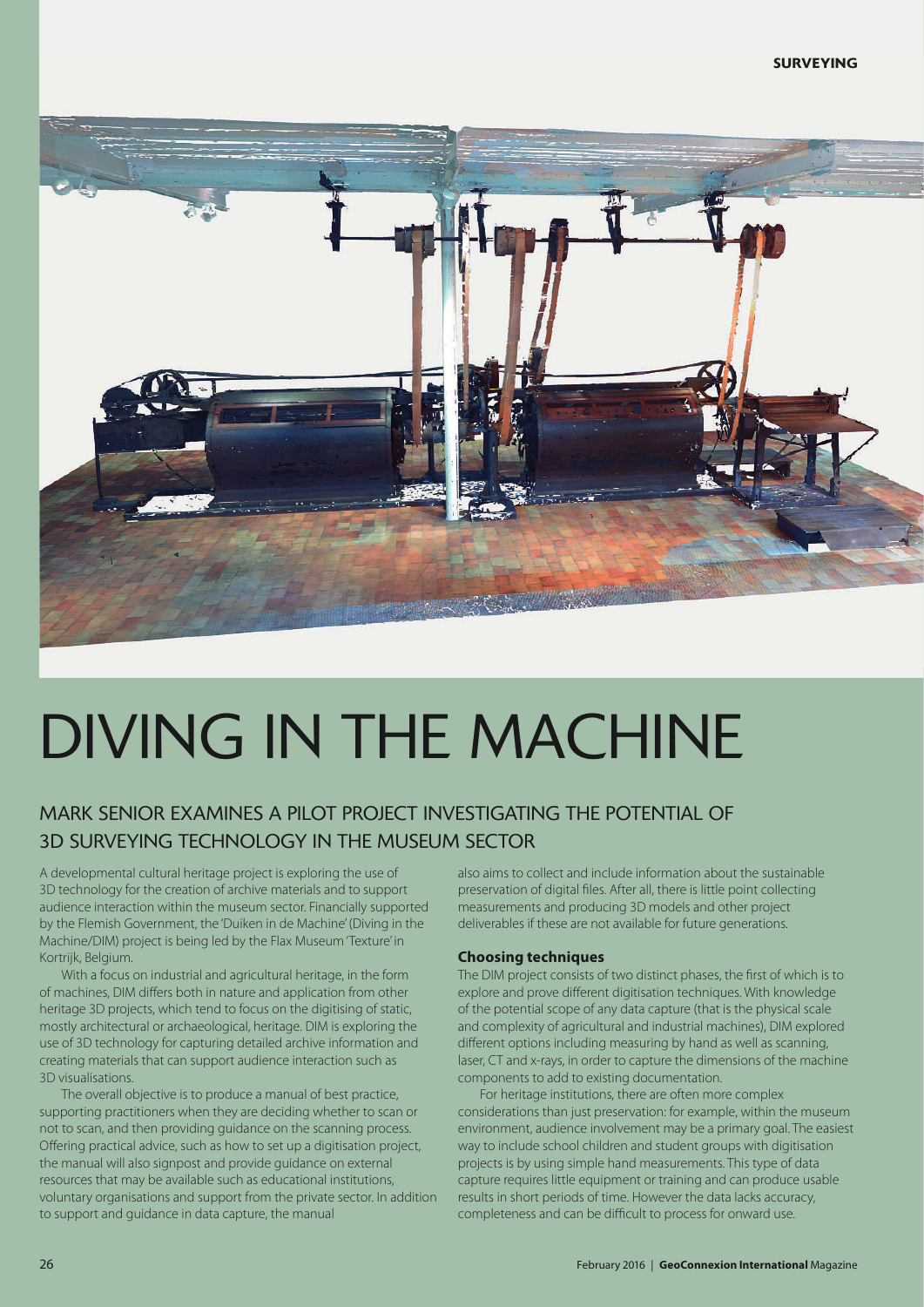# DIVING IN THE MACHINE

## MARK SENIOR EXAMINES A PILOT PROJECT INVESTIGATING THE POTENTIAL OF 3D SURVEYING TECHNOLOGY IN THE MUSEUM SECTOR

A developmental cultural heritage project is exploring the use of 3D technology for the creation of archive materials and to support audience interaction within the museum sector. Financially supported by the Flemish Government, the 'Duiken in de Machine' (Diving in the Machine/DIM) project is being led by the Flax Museum 'Texture' in Kortrijk, Belgium.

With a focus on industrial and agricultural heritage, in the form of machines, DIM differs both in nature and application from other heritage 3D projects, which tend to focus on the digitising of static, mostly architectural or archaeological, heritage. DIM is exploring the use of 3D technology for capturing detailed archive information and creating materials that can support audience interaction such as 3D visualisations.

The overall objective is to produce a manual of best practice, supporting practitioners when they are deciding whether to scan or not to scan, and then providing guidance on the scanning process. Offering practical advice, such as how to set up a digitisation project, the manual will also signpost and provide guidance on external resources that may be available such as educational institutions, voluntary organisations and support from the private sector. In addition to support and guidance in data capture, the manual also aims to collect and include information about the sustainable preservation of digital files. After all, there is little point collecting measurements and producing 3D models and other project deliverables if these are not available for future generations.

### Choosing techniques

The DIM project consists of two distinct phases, the first of which is to explore and prove different digitisation techniques. With knowledge of the potential scope of any data capture (that is the physical scale and complexity of agricultural and industrial machines), DIM explored different options including measuring by hand as well as scanning, laser, CT and x-rays, in order to capture the dimensions of the machine components to add to existing documentation.

For heritage institutions, there are often more complex considerations than just preservation: for example, within the museum environment, audience involvement may be a primary goal. The easiest way to include school children and student groups with digitisation projects is by using simple hand measurements. This type of data capture requires little equipment or training and can produce usable results in short periods of time. However the data lacks accuracy, completeness and can be difficult to process for onward use.